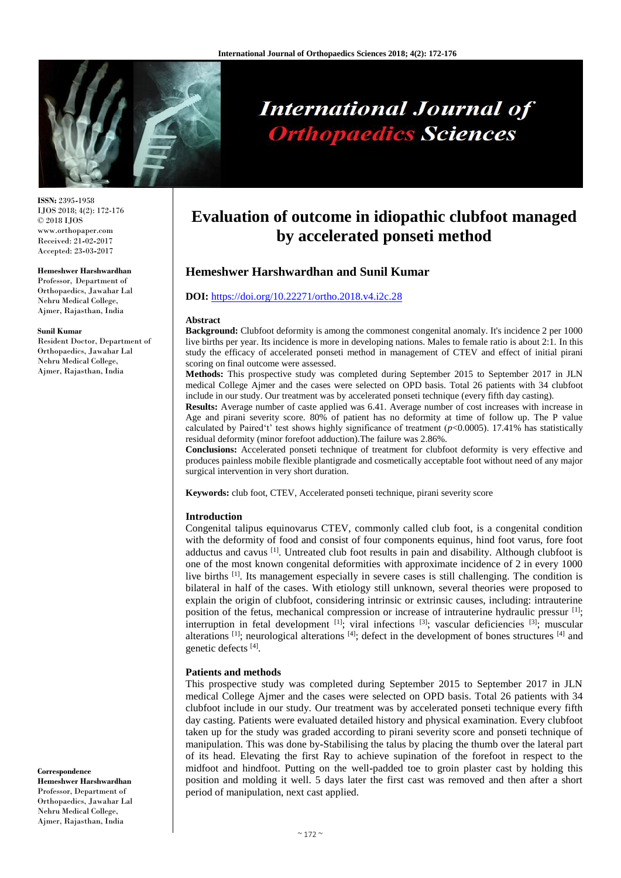# Evaluation of outcome in idiopathic clubfoot managed by accelerated ponseti method

**Hemeshwer Harshwardhan and Sunil Kumar**

**DOI:** https://doi.org/10.22271/ortho.2018.v4.i2c.28

ISSN: 2395-1958
IJOS 2018; 4(2): 172-176
© 2018 IJOS
www.orthopaper.com
Received: 21-02-2017
Accepted: 23-03-2017

**Hemeshwer Harshwardhan**
Professor, Department of Orthopaedics, Jawahar Lal Nehru Medical College, Ajmer, Rajasthan, India

**Sunil Kumar**
Resident Doctor, Department of Orthopaedics, Jawahar Lal Nehru Medical College, Ajmer, Rajasthan, India

**Correspondence**
**Hemeshwer Harshwardhan**
Professor, Department of Orthopaedics, Jawahar Lal Nehru Medical College, Ajmer, Rajasthan, India

### Abstract

**Background:** Clubfoot deformity is among the commonest congenital anomaly. It's incidence 2 per 1000 live births per year. Its incidence is more in developing nations. Males to female ratio is about 2:1. In this study the efficacy of accelerated ponseti method in management of CTEV and effect of initial pirani scoring on final outcome were assessed.

**Methods:** This prospective study was completed during September 2015 to September 2017 in JLN medical College Ajmer and the cases were selected on OPD basis. Total 26 patients with 34 clubfoot include in our study. Our treatment was by accelerated ponseti technique (every fifth day casting).

**Results:** Average number of caste applied was 6.41. Average number of cost increases with increase in Age and pirani severity score. 80% of patient has no deformity at time of follow up. The P value calculated by Paired't' test shows highly significance of treatment ($p<0.0005$). 17.41% has statistically residual deformity (minor forefoot adduction).The failure was 2.86%.

**Conclusions:** Accelerated ponseti technique of treatment for clubfoot deformity is very effective and produces painless mobile flexible plantigrade and cosmetically acceptable foot without need of any major surgical intervention in very short duration.

**Keywords:** club foot, CTEV, Accelerated ponseti technique, pirani severity score

### Introduction

Congenital talipus equinovarus CTEV, commonly called club foot, is a congenital condition with the deformity of food and consist of four components equinus, hind foot varus, fore foot adductus and cavus [1]. Untreated club foot results in pain and disability. Although clubfoot is one of the most known congenital deformities with approximate incidence of 2 in every 1000 live births [1]. Its management especially in severe cases is still challenging. The condition is bilateral in half of the cases. With etiology still unknown, several theories were proposed to explain the origin of clubfoot, considering intrinsic or extrinsic causes, including: intrauterine position of the fetus, mechanical compression or increase of intrauterine hydraulic pressur [1]; interruption in fetal development [1]; viral infections [3]; vascular deficiencies [3]; muscular alterations [1]; neurological alterations [4]; defect in the development of bones structures [4] and genetic defects [4].

### Patients and methods

This prospective study was completed during September 2015 to September 2017 in JLN medical College Ajmer and the cases were selected on OPD basis. Total 26 patients with 34 clubfoot include in our study. Our treatment was by accelerated ponseti technique every fifth day casting. Patients were evaluated detailed history and physical examination. Every clubfoot taken up for the study was graded according to pirani severity score and ponseti technique of manipulation. This was done by-Stabilising the talus by placing the thumb over the lateral part of its head. Elevating the first Ray to achieve supination of the forefoot in respect to the midfoot and hindfoot. Putting on the well-padded toe to groin plaster cast by holding this position and molding it well. 5 days later the first cast was removed and then after a short period of manipulation, next cast applied.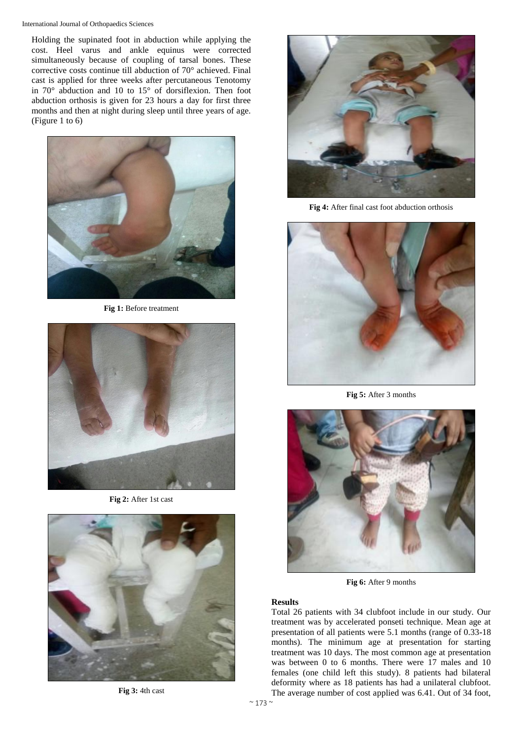Holding the supinated foot in abduction while applying the cost. Heel varus and ankle equinus were corrected simultaneously because of coupling of tarsal bones. These corrective costs continue till abduction of 70° achieved. Final cast is applied for three weeks after percutaneous Tenotomy in 70° abduction and 10 to 15° of dorsiflexion. Then foot abduction orthosis is given for 23 hours a day for first three months and then at night during sleep until three years of age. (Figure 1 to 6)

**Fig 1:** Before treatment

**Fig 2:** After 1st cast

**Fig 3:** 4th cast

**Fig 4:** After final cast foot abduction orthosis

**Fig 5:** After 3 months

**Fig 6:** After 9 months

### Results

Total 26 patients with 34 clubfoot include in our study. Our treatment was by accelerated ponseti technique. Mean age at presentation of all patients were 5.1 months (range of 0.33-18 months). The minimum age at presentation for starting treatment was 10 days. The most common age at presentation was between 0 to 6 months. There were 17 males and 10 females (one child left this study). 8 patients had bilateral deformity where as 18 patients has had a unilateral clubfoot. The average number of cost applied was 6.41. Out of 34 foot,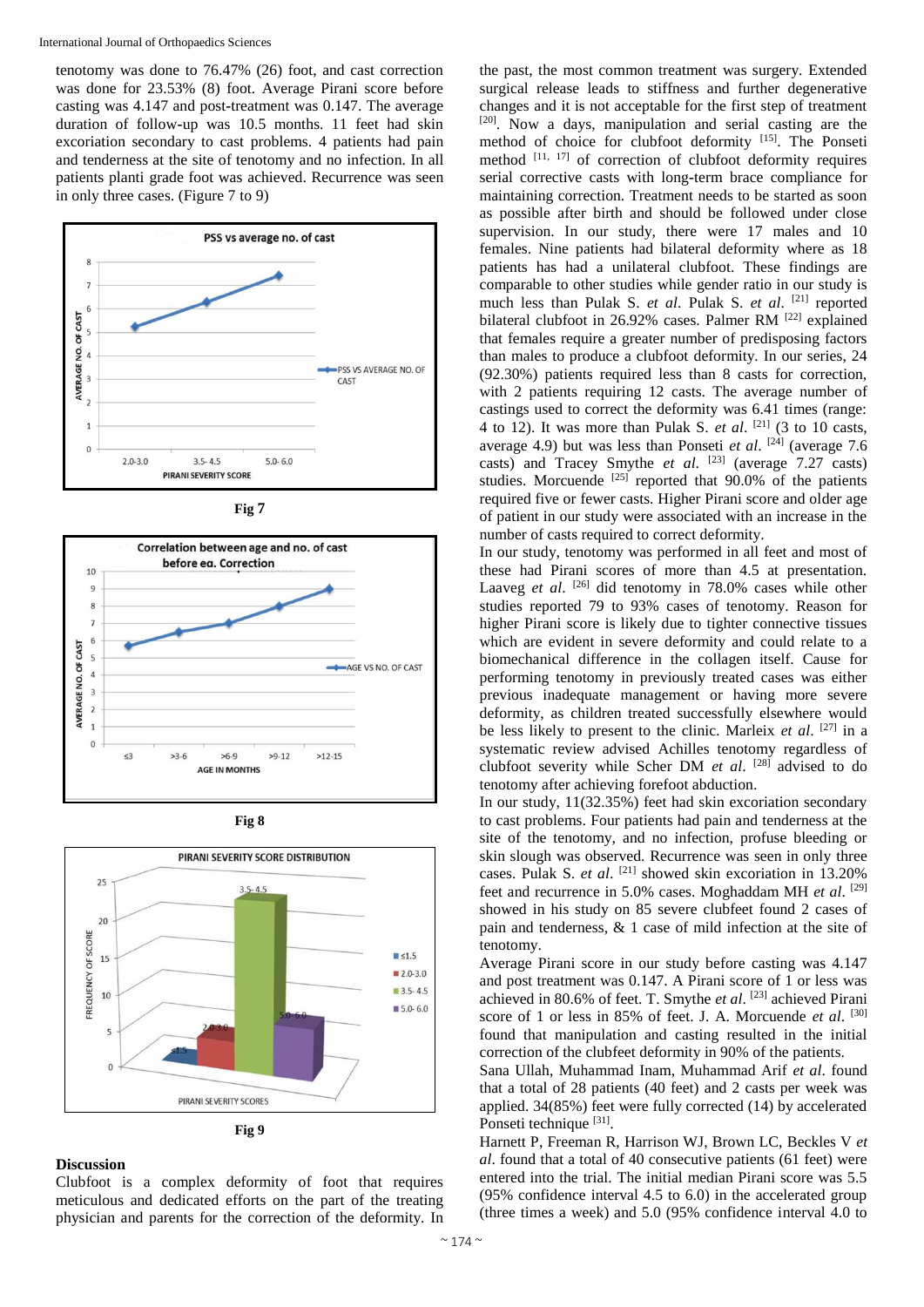tenotomy was done to 76.47% (26) foot, and cast correction was done for 23.53% (8) foot. Average Pirani score before casting was 4.147 and post-treatment was 0.147. The average duration of follow-up was 10.5 months. 11 feet had skin excoriation secondary to cast problems. 4 patients had pain and tenderness at the site of tenotomy and no infection. In all patients planti grade foot was achieved. Recurrence was seen in only three cases. (Figure 7 to 9)

Fig 7

Fig 8

Fig 9

## Discussion

Clubfoot is a complex deformity of foot that requires meticulous and dedicated efforts on the part of the treating physician and parents for the correction of the deformity. In the past, the most common treatment was surgery. Extended surgical release leads to stiffness and further degenerative changes and it is not acceptable for the first step of treatment [20]. Now a days, manipulation and serial casting are the method of choice for clubfoot deformity [15]. The Ponseti method [11, 17] of correction of clubfoot deformity requires serial corrective casts with long-term brace compliance for maintaining correction. Treatment needs to be started as soon as possible after birth and should be followed under close supervision. In our study, there were 17 males and 10 females. Nine patients had bilateral deformity where as 18 patients has had a unilateral clubfoot. These findings are comparable to other studies while gender ratio in our study is much less than Pulak S. *et al*. Pulak S. *et al*. [21] reported bilateral clubfoot in 26.92% cases. Palmer RM [22] explained that females require a greater number of predisposing factors than males to produce a clubfoot deformity. In our series, 24 (92.30%) patients required less than 8 casts for correction, with 2 patients requiring 12 casts. The average number of castings used to correct the deformity was 6.41 times (range: 4 to 12). It was more than Pulak S. *et al*. [21] (3 to 10 casts, average 4.9) but was less than Ponseti *et al*. [24] (average 7.6 casts) and Tracey Smythe *et al*. [23] (average 7.27 casts) studies. Morcuende [25] reported that 90.0% of the patients required five or fewer casts. Higher Pirani score and older age of patient in our study were associated with an increase in the number of casts required to correct deformity.

In our study, tenotomy was performed in all feet and most of these had Pirani scores of more than 4.5 at presentation. Laaveg *et al*. [26] did tenotomy in 78.0% cases while other studies reported 79 to 93% cases of tenotomy. Reason for higher Pirani score is likely due to tighter connective tissues which are evident in severe deformity and could relate to a biomechanical difference in the collagen itself. Cause for performing tenotomy in previously treated cases was either previous inadequate management or having more severe deformity, as children treated successfully elsewhere would be less likely to present to the clinic. Marleix *et al*. [27] in a systematic review advised Achilles tenotomy regardless of clubfoot severity while Scher DM *et al*. [28] advised to do tenotomy after achieving forefoot abduction.

In our study, 11(32.35%) feet had skin excoriation secondary to cast problems. Four patients had pain and tenderness at the site of the tenotomy, and no infection, profuse bleeding or skin slough was observed. Recurrence was seen in only three cases. Pulak S. *et al*. [21] showed skin excoriation in 13.20% feet and recurrence in 5.0% cases. Moghaddam MH *et al*. [29] showed in his study on 85 severe clubfeet found 2 cases of pain and tenderness, & 1 case of mild infection at the site of tenotomy.

Average Pirani score in our study before casting was 4.147 and post treatment was 0.147. A Pirani score of 1 or less was achieved in 80.6% of feet. T. Smythe *et al*. [23] achieved Pirani score of 1 or less in 85% of feet. J. A. Morcuende *et al*. [30] found that manipulation and casting resulted in the initial correction of the clubfeet deformity in 90% of the patients.

Sana Ullah, Muhammad Inam, Muhammad Arif *et al*. found that a total of 28 patients (40 feet) and 2 casts per week was applied. 34(85%) feet were fully corrected (14) by accelerated Ponseti technique [31].

Harnett P, Freeman R, Harrison WJ, Brown LC, Beckles V *et al*. found that a total of 40 consecutive patients (61 feet) were entered into the trial. The initial median Pirani score was 5.5 (95% confidence interval 4.5 to 6.0) in the accelerated group (three times a week) and 5.0 (95% confidence interval 4.0 to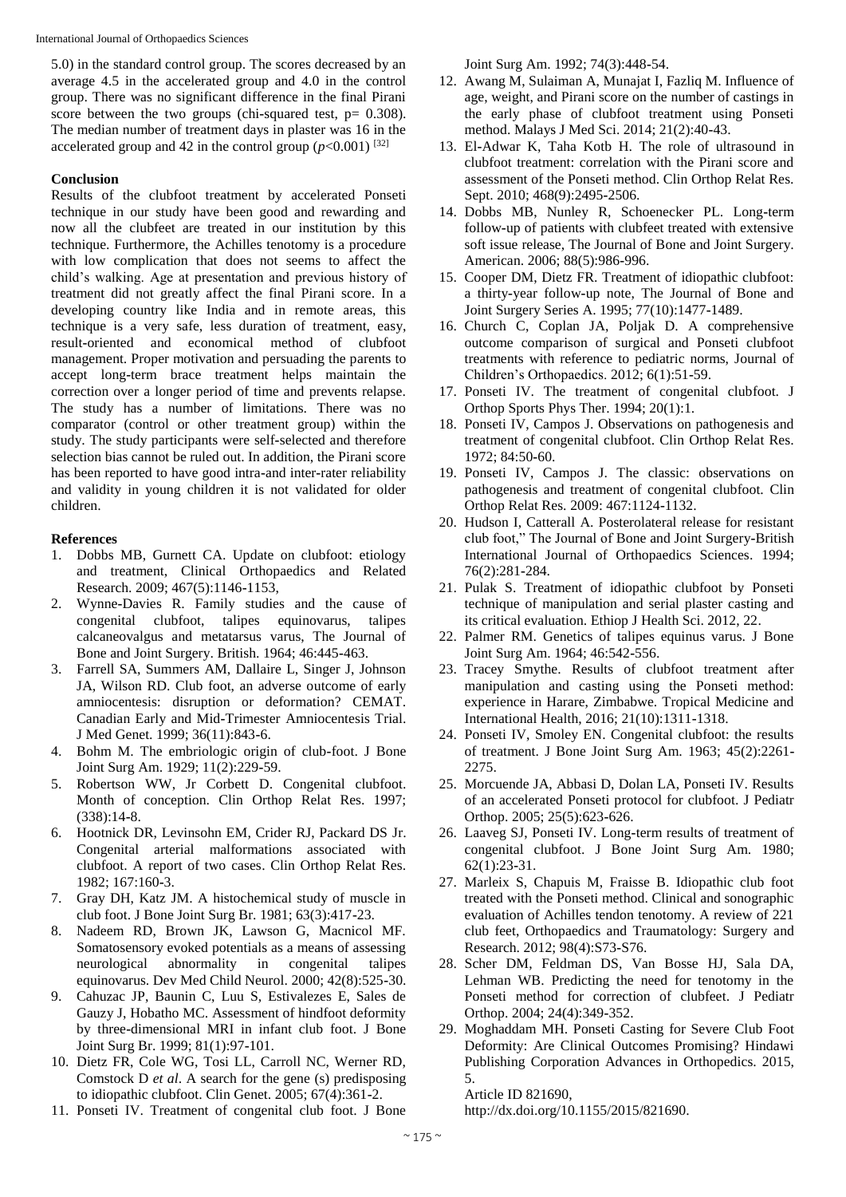5.0) in the standard control group. The scores decreased by an average 4.5 in the accelerated group and 4.0 in the control group. There was no significant difference in the final Pirani score between the two groups (chi-squared test, p= 0.308). The median number of treatment days in plaster was 16 in the accelerated group and 42 in the control group ($p<0.001$) [32]

**Conclusion**

Results of the clubfoot treatment by accelerated Ponseti technique in our study have been good and rewarding and now all the clubfeet are treated in our institution by this technique. Furthermore, the Achilles tenotomy is a procedure with low complication that does not seems to affect the child's walking. Age at presentation and previous history of treatment did not greatly affect the final Pirani score. In a developing country like India and in remote areas, this technique is a very safe, less duration of treatment, easy, result-oriented and economical method of clubfoot management. Proper motivation and persuading the parents to accept long-term brace treatment helps maintain the correction over a longer period of time and prevents relapse. The study has a number of limitations. There was no comparator (control or other treatment group) within the study. The study participants were self-selected and therefore selection bias cannot be ruled out. In addition, the Pirani score has been reported to have good intra-and inter-rater reliability and validity in young children it is not validated for older children.

**References**

1. Dobbs MB, Gurnett CA. Update on clubfoot: etiology and treatment, Clinical Orthopaedics and Related Research. 2009; 467(5):1146-1153,
2. Wynne-Davies R. Family studies and the cause of congenital clubfoot, talipes equinovarus, talipes calcaneovalgus and metatarsus varus, The Journal of Bone and Joint Surgery. British. 1964; 46:445-463.
3. Farrell SA, Summers AM, Dallaire L, Singer J, Johnson JA, Wilson RD. Club foot, an adverse outcome of early amniocentesis: disruption or deformation? CEMAT. Canadian Early and Mid-Trimester Amniocentesis Trial. J Med Genet. 1999; 36(11):843-6.
4. Bohm M. The embriologic origin of club-foot. J Bone Joint Surg Am. 1929; 11(2):229-59.
5. Robertson WW, Jr Corbett D. Congenital clubfoot. Month of conception. Clin Orthop Relat Res. 1997; (338):14-8.
6. Hootnick DR, Levinsohn EM, Crider RJ, Packard DS Jr. Congenital arterial malformations associated with clubfoot. A report of two cases. Clin Orthop Relat Res. 1982; 167:160-3.
7. Gray DH, Katz JM. A histochemical study of muscle in club foot. J Bone Joint Surg Br. 1981; 63(3):417-23.
8. Nadeem RD, Brown JK, Lawson G, Macnicol MF. Somatosensory evoked potentials as a means of assessing neurological abnormality in congenital talipes equinovarus. Dev Med Child Neurol. 2000; 42(8):525-30.
9. Cahuzac JP, Baunin C, Luu S, Estivalezes E, Sales de Gauzy J, Hobatho MC. Assessment of hindfoot deformity by three-dimensional MRI in infant club foot. J Bone Joint Surg Br. 1999; 81(1):97-101.
10. Dietz FR, Cole WG, Tosi LL, Carroll NC, Werner RD, Comstock D *et al*. A search for the gene (s) predisposing to idiopathic clubfoot. Clin Genet. 2005; 67(4):361-2.
11. Ponseti IV. Treatment of congenital club foot. J Bone Joint Surg Am. 1992; 74(3):448-54.
12. Awang M, Sulaiman A, Munajat I, Fazliq M. Influence of age, weight, and Pirani score on the number of castings in the early phase of clubfoot treatment using Ponseti method. Malays J Med Sci. 2014; 21(2):40-43.
13. El-Adwar K, Taha Kotb H. The role of ultrasound in clubfoot treatment: correlation with the Pirani score and assessment of the Ponseti method. Clin Orthop Relat Res. Sept. 2010; 468(9):2495-2506.
14. Dobbs MB, Nunley R, Schoenecker PL. Long-term follow-up of patients with clubfeet treated with extensive soft issue release, The Journal of Bone and Joint Surgery. American. 2006; 88(5):986-996.
15. Cooper DM, Dietz FR. Treatment of idiopathic clubfoot: a thirty-year follow-up note, The Journal of Bone and Joint Surgery Series A. 1995; 77(10):1477-1489.
16. Church C, Coplan JA, Poljak D. A comprehensive outcome comparison of surgical and Ponseti clubfoot treatments with reference to pediatric norms, Journal of Children's Orthopaedics. 2012; 6(1):51-59.
17. Ponseti IV. The treatment of congenital clubfoot. J Orthop Sports Phys Ther. 1994; 20(1):1.
18. Ponseti IV, Campos J. Observations on pathogenesis and treatment of congenital clubfoot. Clin Orthop Relat Res. 1972; 84:50-60.
19. Ponseti IV, Campos J. The classic: observations on pathogenesis and treatment of congenital clubfoot. Clin Orthop Relat Res. 2009: 467:1124-1132.
20. Hudson I, Catterall A. Posterolateral release for resistant club foot," The Journal of Bone and Joint Surgery-British International Journal of Orthopaedics Sciences. 1994; 76(2):281-284.
21. Pulak S. Treatment of idiopathic clubfoot by Ponseti technique of manipulation and serial plaster casting and its critical evaluation. Ethiop J Health Sci. 2012, 22.
22. Palmer RM. Genetics of talipes equinus varus. J Bone Joint Surg Am. 1964; 46:542-556.
23. Tracey Smythe. Results of clubfoot treatment after manipulation and casting using the Ponseti method: experience in Harare, Zimbabwe. Tropical Medicine and International Health, 2016; 21(10):1311-1318.
24. Ponseti IV, Smoley EN. Congenital clubfoot: the results of treatment. J Bone Joint Surg Am. 1963; 45(2):2261-2275.
25. Morcuende JA, Abbasi D, Dolan LA, Ponseti IV. Results of an accelerated Ponseti protocol for clubfoot. J Pediatr Orthop. 2005; 25(5):623-626.
26. Laaveg SJ, Ponseti IV. Long-term results of treatment of congenital clubfoot. J Bone Joint Surg Am. 1980; 62(1):23-31.
27. Marleix S, Chapuis M, Fraisse B. Idiopathic club foot treated with the Ponseti method. Clinical and sonographic evaluation of Achilles tendon tenotomy. A review of 221 club feet, Orthopaedics and Traumatology: Surgery and Research. 2012; 98(4):S73-S76.
28. Scher DM, Feldman DS, Van Bosse HJ, Sala DA, Lehman WB. Predicting the need for tenotomy in the Ponseti method for correction of clubfeet. J Pediatr Orthop. 2004; 24(4):349-352.
29. Moghaddam MH. Ponseti Casting for Severe Club Foot Deformity: Are Clinical Outcomes Promising? Hindawi Publishing Corporation Advances in Orthopedics. 2015, 5.
Article ID 821690,
http://dx.doi.org/10.1155/2015/821690.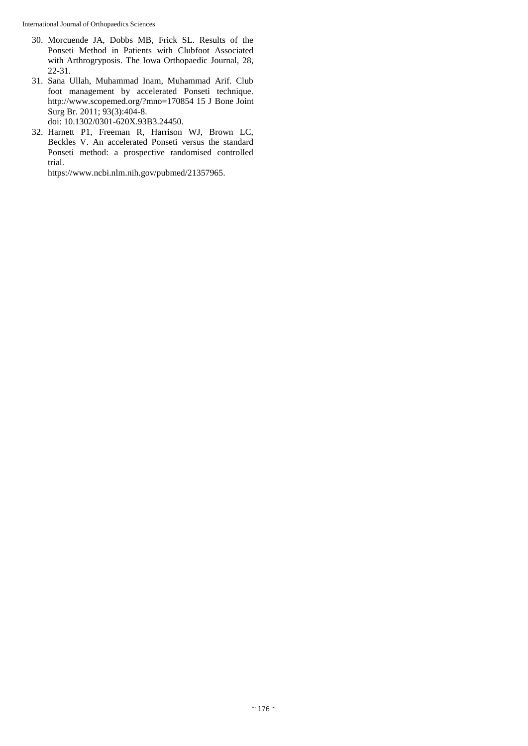30. Morcuende JA, Dobbs MB, Frick SL. Results of the Ponseti Method in Patients with Clubfoot Associated with Arthrogryposis. The Iowa Orthopaedic Journal, 28, 22-31.
31. Sana Ullah, Muhammad Inam, Muhammad Arif. Club foot management by accelerated Ponseti technique. http://www.scopemed.org/?mno=170854 15 J Bone Joint Surg Br. 2011; 93(3):404-8. doi: 10.1302/0301-620X.93B3.24450.
32. Harnett P1, Freeman R, Harrison WJ, Brown LC, Beckles V. An accelerated Ponseti versus the standard Ponseti method: a prospective randomised controlled trial. https://www.ncbi.nlm.nih.gov/pubmed/21357965.